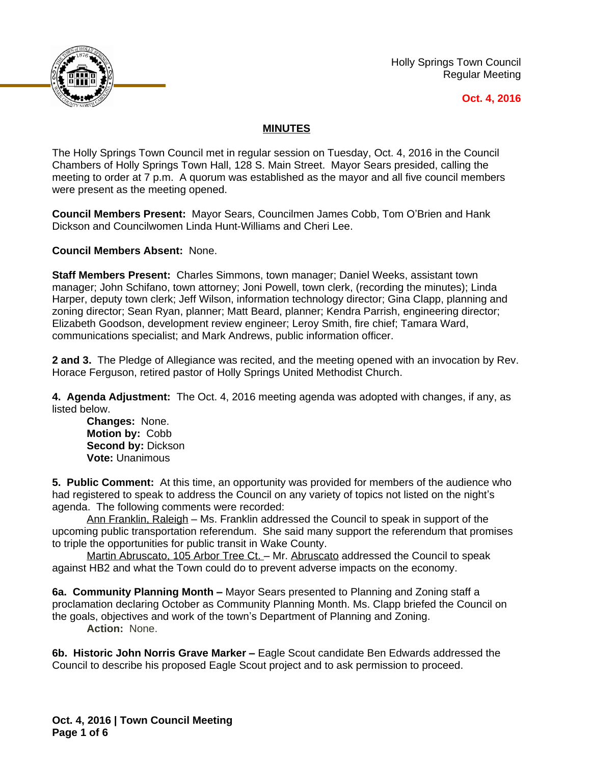Holly Springs Town Council
Regular Meeting

**Oct. 4, 2016**

## MINUTES

The Holly Springs Town Council met in regular session on Tuesday, Oct. 4, 2016 in the Council Chambers of Holly Springs Town Hall, 128 S. Main Street. Mayor Sears presided, calling the meeting to order at 7 p.m. A quorum was established as the mayor and all five council members were present as the meeting opened.

**Council Members Present:** Mayor Sears, Councilmen James Cobb, Tom O'Brien and Hank Dickson and Councilwomen Linda Hunt-Williams and Cheri Lee.

**Council Members Absent:** None.

**Staff Members Present:** Charles Simmons, town manager; Daniel Weeks, assistant town manager; John Schifano, town attorney; Joni Powell, town clerk, (recording the minutes); Linda Harper, deputy town clerk; Jeff Wilson, information technology director; Gina Clapp, planning and zoning director; Sean Ryan, planner; Matt Beard, planner; Kendra Parrish, engineering director; Elizabeth Goodson, development review engineer; Leroy Smith, fire chief; Tamara Ward, communications specialist; and Mark Andrews, public information officer.

**2 and 3.** The Pledge of Allegiance was recited, and the meeting opened with an invocation by Rev. Horace Ferguson, retired pastor of Holly Springs United Methodist Church.

**4. Agenda Adjustment:** The Oct. 4, 2016 meeting agenda was adopted with changes, if any, as listed below.

**Changes:** None.
**Motion by:** Cobb
**Second by:** Dickson
**Vote:** Unanimous

**5. Public Comment:** At this time, an opportunity was provided for members of the audience who had registered to speak to address the Council on any variety of topics not listed on the night's agenda. The following comments were recorded:

Ann Franklin, Raleigh – Ms. Franklin addressed the Council to speak in support of the upcoming public transportation referendum. She said many support the referendum that promises to triple the opportunities for public transit in Wake County.

Martin Abruscato, 105 Arbor Tree Ct. – Mr. Abruscato addressed the Council to speak against HB2 and what the Town could do to prevent adverse impacts on the economy.

**6a. Community Planning Month –** Mayor Sears presented to Planning and Zoning staff a proclamation declaring October as Community Planning Month. Ms. Clapp briefed the Council on the goals, objectives and work of the town's Department of Planning and Zoning.

**Action:** None.

**6b. Historic John Norris Grave Marker –** Eagle Scout candidate Ben Edwards addressed the Council to describe his proposed Eagle Scout project and to ask permission to proceed.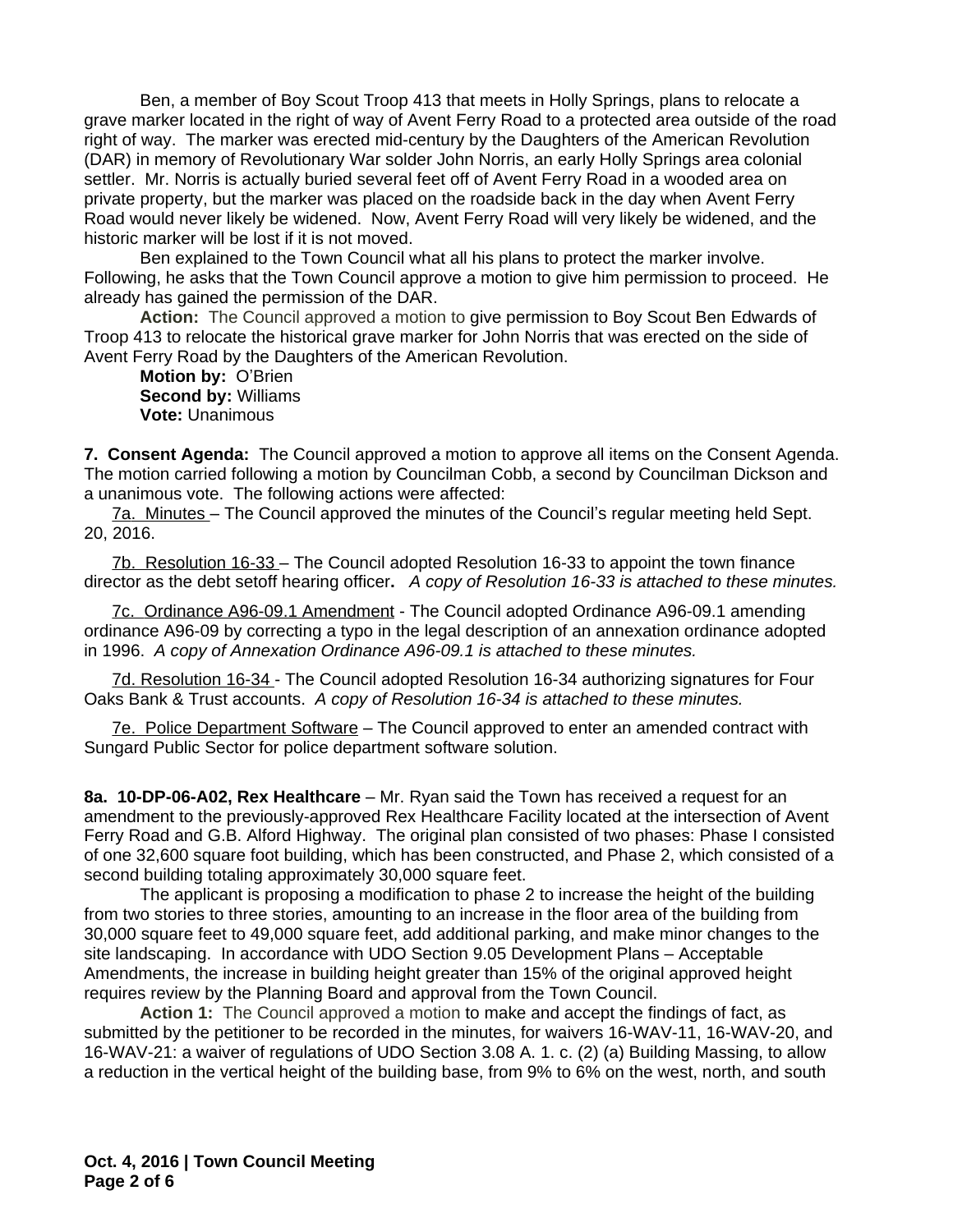Ben, a member of Boy Scout Troop 413 that meets in Holly Springs, plans to relocate a grave marker located in the right of way of Avent Ferry Road to a protected area outside of the road right of way. The marker was erected mid-century by the Daughters of the American Revolution (DAR) in memory of Revolutionary War solder John Norris, an early Holly Springs area colonial settler. Mr. Norris is actually buried several feet off of Avent Ferry Road in a wooded area on private property, but the marker was placed on the roadside back in the day when Avent Ferry Road would never likely be widened. Now, Avent Ferry Road will very likely be widened, and the historic marker will be lost if it is not moved.

Ben explained to the Town Council what all his plans to protect the marker involve. Following, he asks that the Town Council approve a motion to give him permission to proceed. He already has gained the permission of the DAR.

**Action:** The Council approved a motion to give permission to Boy Scout Ben Edwards of Troop 413 to relocate the historical grave marker for John Norris that was erected on the side of Avent Ferry Road by the Daughters of the American Revolution.

**Motion by:** O'Brien
**Second by:** Williams
**Vote:** Unanimous

**7. Consent Agenda:** The Council approved a motion to approve all items on the Consent Agenda. The motion carried following a motion by Councilman Cobb, a second by Councilman Dickson and a unanimous vote. The following actions were affected:

7a. Minutes – The Council approved the minutes of the Council's regular meeting held Sept. 20, 2016.

7b. Resolution 16-33 – The Council adopted Resolution 16-33 to appoint the town finance director as the debt setoff hearing officer**.** *A copy of Resolution 16-33 is attached to these minutes.*

7c. Ordinance A96-09.1 Amendment - The Council adopted Ordinance A96-09.1 amending ordinance A96-09 by correcting a typo in the legal description of an annexation ordinance adopted in 1996. *A copy of Annexation Ordinance A96-09.1 is attached to these minutes.*

7d. Resolution 16-34 - The Council adopted Resolution 16-34 authorizing signatures for Four Oaks Bank & Trust accounts. *A copy of Resolution 16-34 is attached to these minutes.*

7e. Police Department Software – The Council approved to enter an amended contract with Sungard Public Sector for police department software solution.

**8a. 10-DP-06-A02, Rex Healthcare** – Mr. Ryan said the Town has received a request for an amendment to the previously-approved Rex Healthcare Facility located at the intersection of Avent Ferry Road and G.B. Alford Highway. The original plan consisted of two phases: Phase I consisted of one 32,600 square foot building, which has been constructed, and Phase 2, which consisted of a second building totaling approximately 30,000 square feet.

The applicant is proposing a modification to phase 2 to increase the height of the building from two stories to three stories, amounting to an increase in the floor area of the building from 30,000 square feet to 49,000 square feet, add additional parking, and make minor changes to the site landscaping. In accordance with UDO Section 9.05 Development Plans – Acceptable Amendments, the increase in building height greater than 15% of the original approved height requires review by the Planning Board and approval from the Town Council.

**Action 1:** The Council approved a motion to make and accept the findings of fact, as submitted by the petitioner to be recorded in the minutes, for waivers 16-WAV-11, 16-WAV-20, and 16-WAV-21: a waiver of regulations of UDO Section 3.08 A. 1. c. (2) (a) Building Massing, to allow a reduction in the vertical height of the building base, from 9% to 6% on the west, north, and south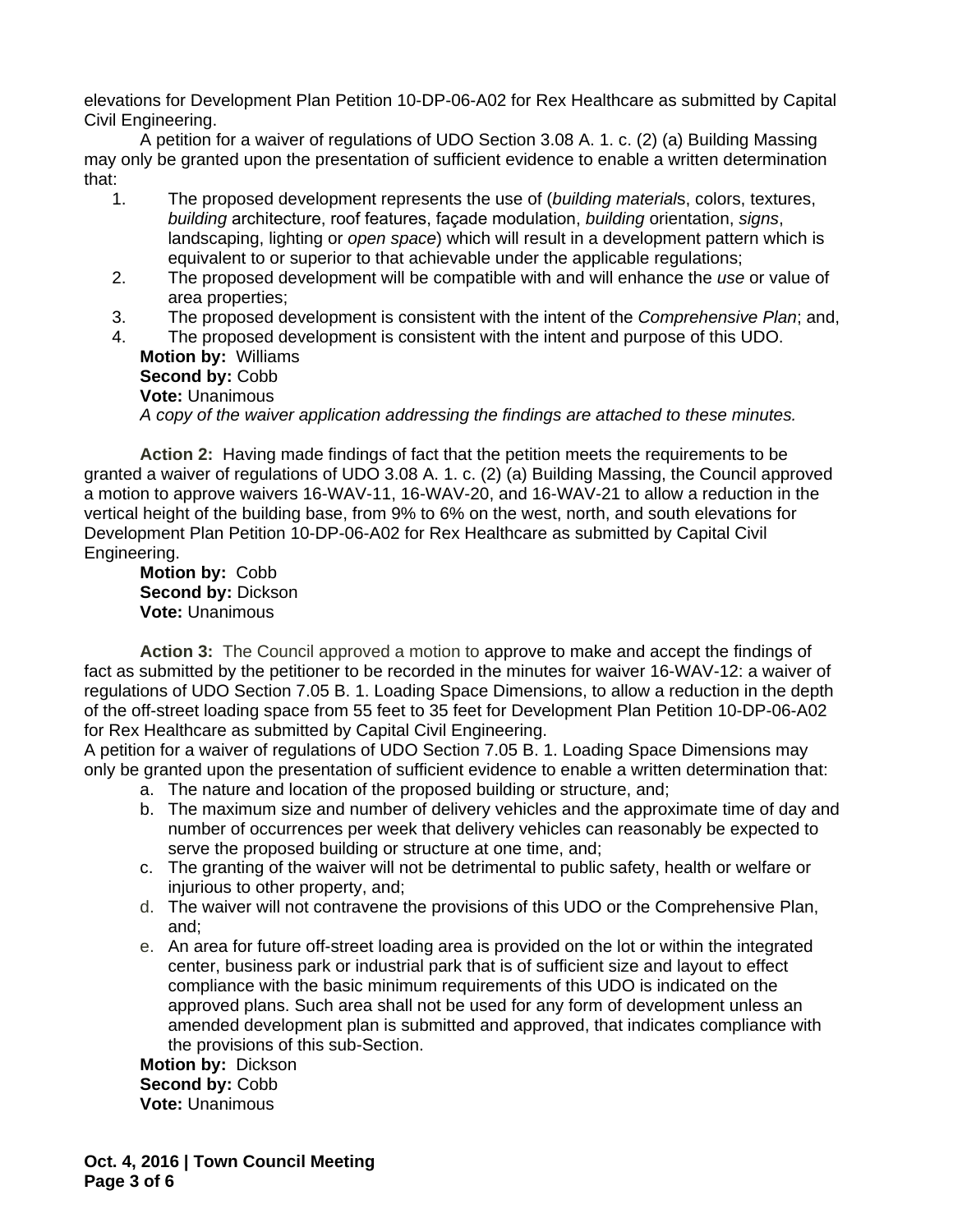elevations for Development Plan Petition 10-DP-06-A02 for Rex Healthcare as submitted by Capital Civil Engineering.

A petition for a waiver of regulations of UDO Section 3.08 A. 1. c. (2) (a) Building Massing may only be granted upon the presentation of sufficient evidence to enable a written determination that:

1. The proposed development represents the use of (*building materials*, colors, textures, *building* architecture, roof features, façade modulation, *building* orientation, *signs*, landscaping, lighting or *open space*) which will result in a development pattern which is equivalent to or superior to that achievable under the applicable regulations;
2. The proposed development will be compatible with and will enhance the *use* or value of area properties;
3. The proposed development is consistent with the intent of the *Comprehensive Plan*; and,
4. The proposed development is consistent with the intent and purpose of this UDO.

**Motion by:** Williams
**Second by:** Cobb
**Vote:** Unanimous
*A copy of the waiver application addressing the findings are attached to these minutes.*

**Action 2:** Having made findings of fact that the petition meets the requirements to be granted a waiver of regulations of UDO 3.08 A. 1. c. (2) (a) Building Massing, the Council approved a motion to approve waivers 16-WAV-11, 16-WAV-20, and 16-WAV-21 to allow a reduction in the vertical height of the building base, from 9% to 6% on the west, north, and south elevations for Development Plan Petition 10-DP-06-A02 for Rex Healthcare as submitted by Capital Civil Engineering.

**Motion by:** Cobb
**Second by:** Dickson
**Vote:** Unanimous

**Action 3:** The Council approved a motion to approve to make and accept the findings of fact as submitted by the petitioner to be recorded in the minutes for waiver 16-WAV-12: a waiver of regulations of UDO Section 7.05 B. 1. Loading Space Dimensions, to allow a reduction in the depth of the off-street loading space from 55 feet to 35 feet for Development Plan Petition 10-DP-06-A02 for Rex Healthcare as submitted by Capital Civil Engineering.

A petition for a waiver of regulations of UDO Section 7.05 B. 1. Loading Space Dimensions may only be granted upon the presentation of sufficient evidence to enable a written determination that:

a. The nature and location of the proposed building or structure, and;
b. The maximum size and number of delivery vehicles and the approximate time of day and number of occurrences per week that delivery vehicles can reasonably be expected to serve the proposed building or structure at one time, and;
c. The granting of the waiver will not be detrimental to public safety, health or welfare or injurious to other property, and;
d. The waiver will not contravene the provisions of this UDO or the Comprehensive Plan, and;
e. An area for future off-street loading area is provided on the lot or within the integrated center, business park or industrial park that is of sufficient size and layout to effect compliance with the basic minimum requirements of this UDO is indicated on the approved plans. Such area shall not be used for any form of development unless an amended development plan is submitted and approved, that indicates compliance with the provisions of this sub-Section.

**Motion by:** Dickson
**Second by:** Cobb
**Vote:** Unanimous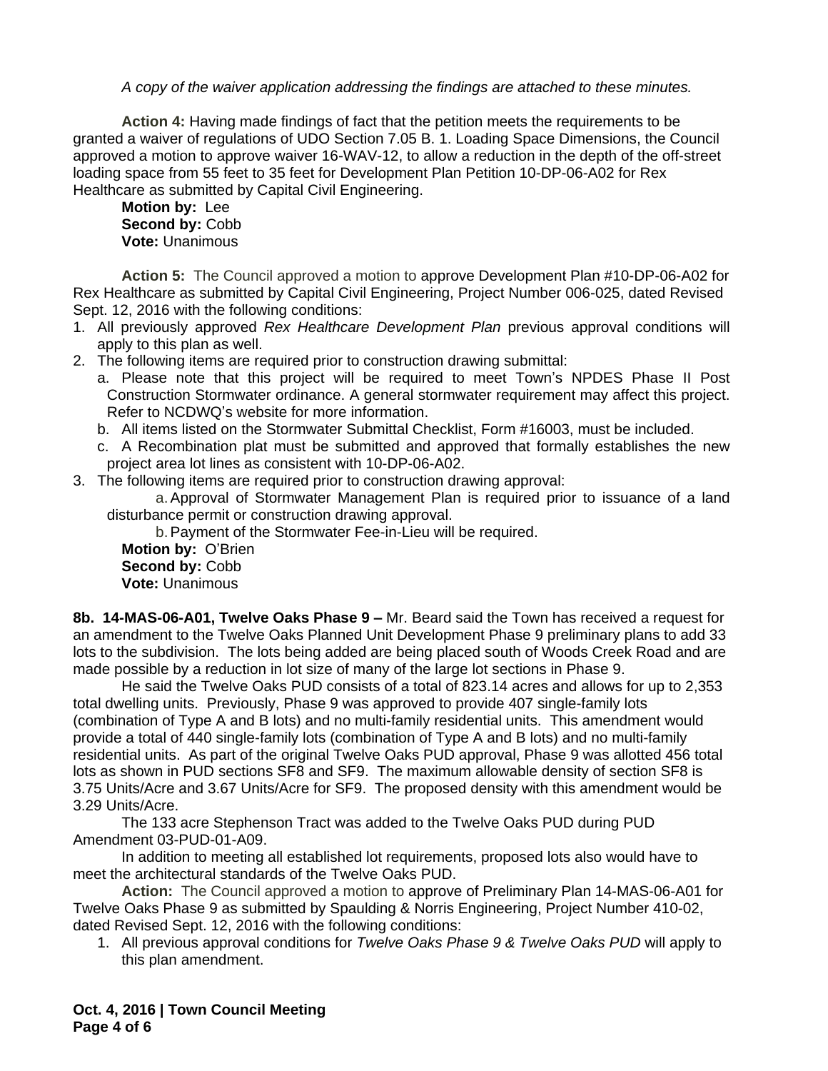*A copy of the waiver application addressing the findings are attached to these minutes.*

**Action 4:** Having made findings of fact that the petition meets the requirements to be granted a waiver of regulations of UDO Section 7.05 B. 1. Loading Space Dimensions, the Council approved a motion to approve waiver 16-WAV-12, to allow a reduction in the depth of the off-street loading space from 55 feet to 35 feet for Development Plan Petition 10-DP-06-A02 for Rex Healthcare as submitted by Capital Civil Engineering.

**Motion by:** Lee
**Second by:** Cobb
**Vote:** Unanimous

**Action 5:** The Council approved a motion to approve Development Plan #10-DP-06-A02 for Rex Healthcare as submitted by Capital Civil Engineering, Project Number 006-025, dated Revised Sept. 12, 2016 with the following conditions:

1. All previously approved *Rex Healthcare Development Plan* previous approval conditions will apply to this plan as well.
2. The following items are required prior to construction drawing submittal:
   a. Please note that this project will be required to meet Town's NPDES Phase II Post Construction Stormwater ordinance. A general stormwater requirement may affect this project. Refer to NCDWQ's website for more information.
   b. All items listed on the Stormwater Submittal Checklist, Form #16003, must be included.
   c. A Recombination plat must be submitted and approved that formally establishes the new project area lot lines as consistent with 10-DP-06-A02.
3. The following items are required prior to construction drawing approval:
   a. Approval of Stormwater Management Plan is required prior to issuance of a land disturbance permit or construction drawing approval.
   b. Payment of the Stormwater Fee-in-Lieu will be required.

**Motion by:** O'Brien
**Second by:** Cobb
**Vote:** Unanimous

**8b. 14-MAS-06-A01, Twelve Oaks Phase 9 –** Mr. Beard said the Town has received a request for an amendment to the Twelve Oaks Planned Unit Development Phase 9 preliminary plans to add 33 lots to the subdivision. The lots being added are being placed south of Woods Creek Road and are made possible by a reduction in lot size of many of the large lot sections in Phase 9.

He said the Twelve Oaks PUD consists of a total of 823.14 acres and allows for up to 2,353 total dwelling units. Previously, Phase 9 was approved to provide 407 single-family lots (combination of Type A and B lots) and no multi-family residential units. This amendment would provide a total of 440 single-family lots (combination of Type A and B lots) and no multi-family residential units. As part of the original Twelve Oaks PUD approval, Phase 9 was allotted 456 total lots as shown in PUD sections SF8 and SF9. The maximum allowable density of section SF8 is 3.75 Units/Acre and 3.67 Units/Acre for SF9. The proposed density with this amendment would be 3.29 Units/Acre.

The 133 acre Stephenson Tract was added to the Twelve Oaks PUD during PUD Amendment 03-PUD-01-A09.

In addition to meeting all established lot requirements, proposed lots also would have to meet the architectural standards of the Twelve Oaks PUD.

**Action:** The Council approved a motion to approve of Preliminary Plan 14-MAS-06-A01 for Twelve Oaks Phase 9 as submitted by Spaulding & Norris Engineering, Project Number 410-02, dated Revised Sept. 12, 2016 with the following conditions:

1. All previous approval conditions for *Twelve Oaks Phase 9 & Twelve Oaks PUD* will apply to this plan amendment.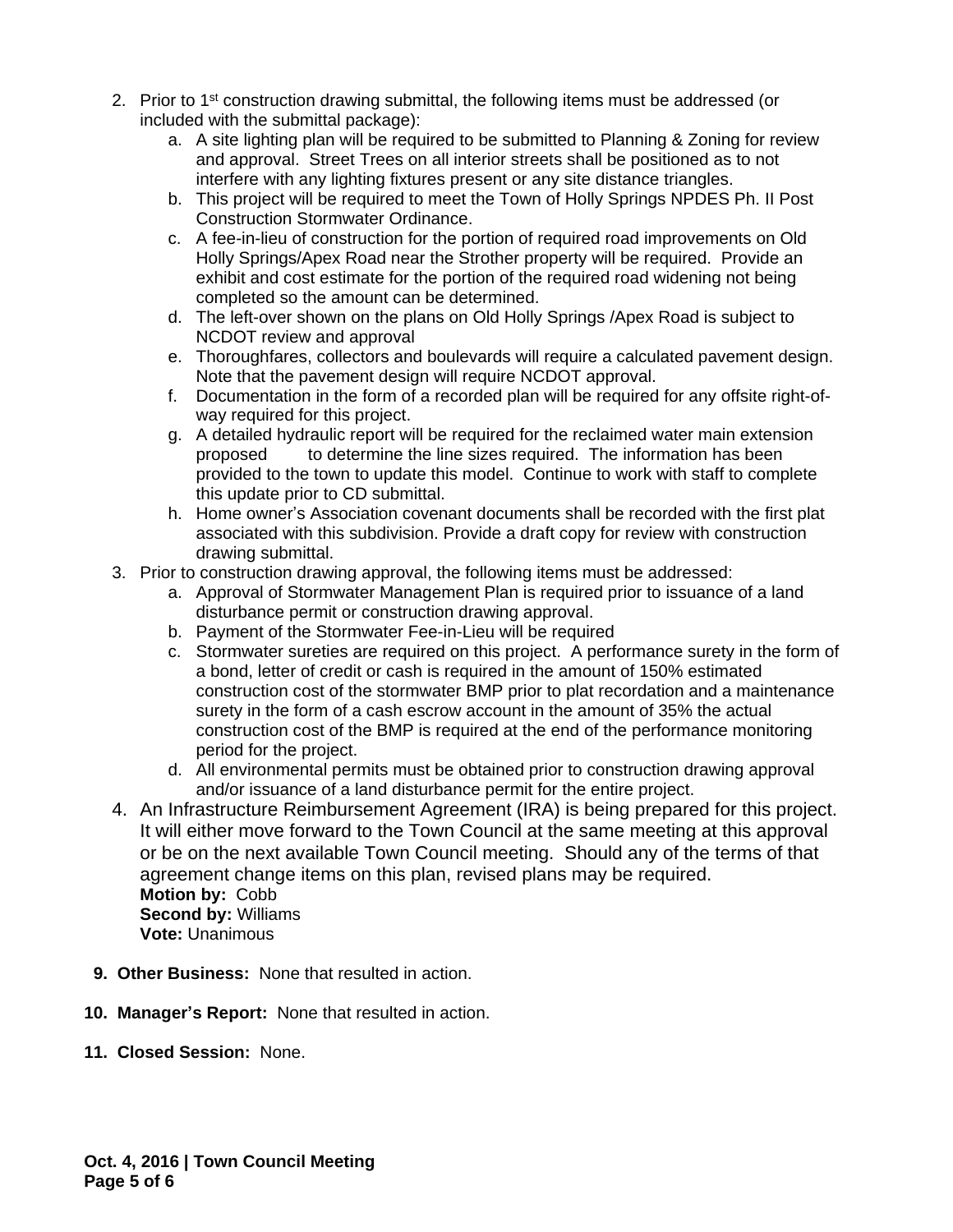2. Prior to 1st construction drawing submittal, the following items must be addressed (or included with the submittal package):
   a. A site lighting plan will be required to be submitted to Planning & Zoning for review and approval. Street Trees on all interior streets shall be positioned as to not interfere with any lighting fixtures present or any site distance triangles.
   b. This project will be required to meet the Town of Holly Springs NPDES Ph. II Post Construction Stormwater Ordinance.
   c. A fee-in-lieu of construction for the portion of required road improvements on Old Holly Springs/Apex Road near the Strother property will be required. Provide an exhibit and cost estimate for the portion of the required road widening not being completed so the amount can be determined.
   d. The left-over shown on the plans on Old Holly Springs /Apex Road is subject to NCDOT review and approval
   e. Thoroughfares, collectors and boulevards will require a calculated pavement design. Note that the pavement design will require NCDOT approval.
   f. Documentation in the form of a recorded plan will be required for any offsite right-of-way required for this project.
   g. A detailed hydraulic report will be required for the reclaimed water main extension proposed to determine the line sizes required. The information has been provided to the town to update this model. Continue to work with staff to complete this update prior to CD submittal.
   h. Home owner's Association covenant documents shall be recorded with the first plat associated with this subdivision. Provide a draft copy for review with construction drawing submittal.
3. Prior to construction drawing approval, the following items must be addressed:
   a. Approval of Stormwater Management Plan is required prior to issuance of a land disturbance permit or construction drawing approval.
   b. Payment of the Stormwater Fee-in-Lieu will be required
   c. Stormwater sureties are required on this project. A performance surety in the form of a bond, letter of credit or cash is required in the amount of 150% estimated construction cost of the stormwater BMP prior to plat recordation and a maintenance surety in the form of a cash escrow account in the amount of 35% the actual construction cost of the BMP is required at the end of the performance monitoring period for the project.
   d. All environmental permits must be obtained prior to construction drawing approval and/or issuance of a land disturbance permit for the entire project.
4. An Infrastructure Reimbursement Agreement (IRA) is being prepared for this project. It will either move forward to the Town Council at the same meeting at this approval or be on the next available Town Council meeting. Should any of the terms of that agreement change items on this plan, revised plans may be required.

   **Motion by:** Cobb
   **Second by:** Williams
   **Vote:** Unanimous

**9. Other Business:** None that resulted in action.

**10. Manager's Report:** None that resulted in action.

**11. Closed Session:** None.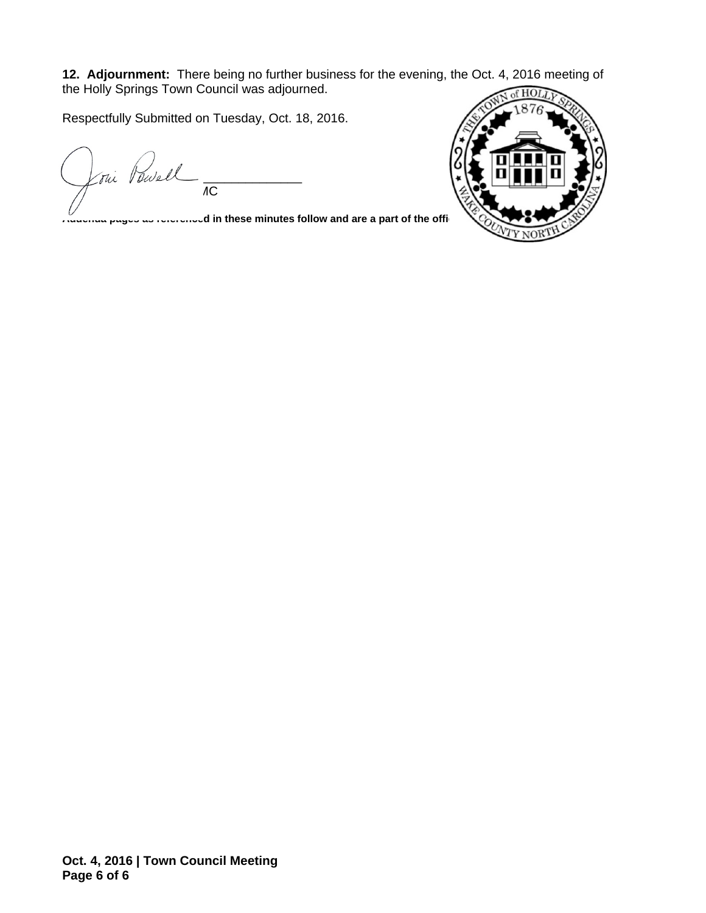**12. Adjournment:** There being no further business for the evening, the Oct. 4, 2016 meeting of the Holly Springs Town Council was adjourned.

Respectfully Submitted on Tuesday, Oct. 18, 2016.

Joni Powell \_\_\_\_\_\_\_\_\_\_\_\_
MC

**Addenda pages as referenced in these minutes follow and are a part of the offi**